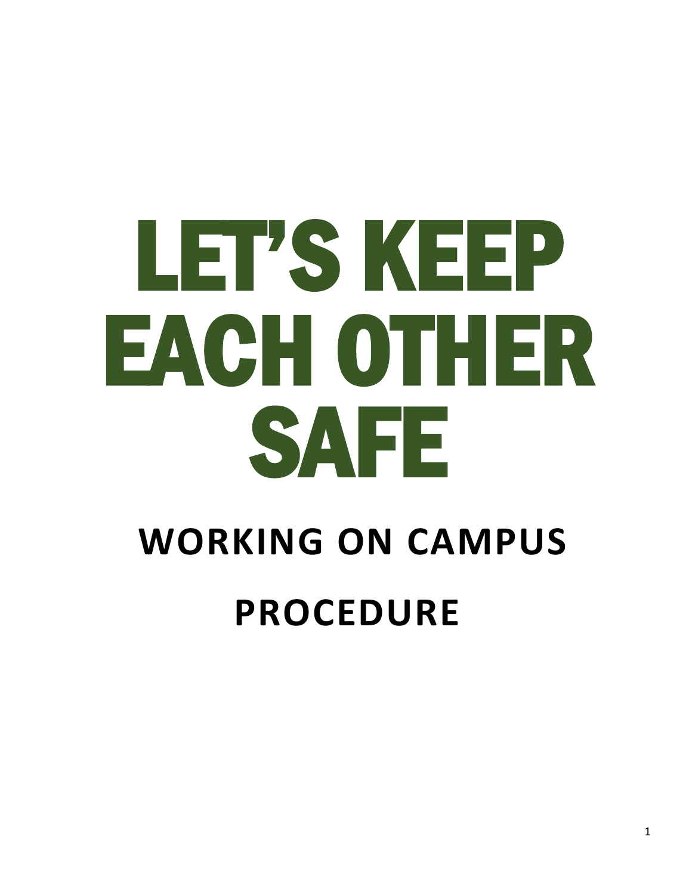# LET'S KEEP EACH OTHER SAFE

## WORKING ON CAMPUS PROCEDURE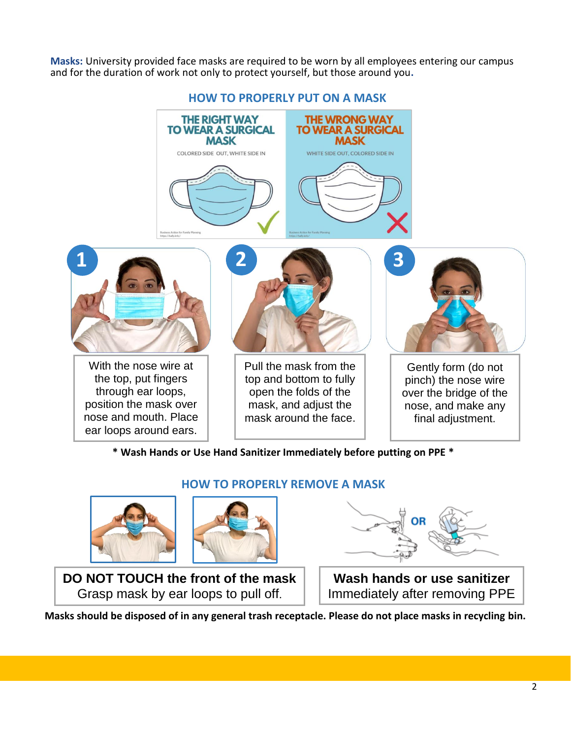**Masks:** University provided face masks are required to be worn by all employees entering our campus and for the duration of work not only to protect yourself, but those around you.

## HOW TO PROPERLY PUT ON A MASK

| THE RIGHT WAY TO WEAR A SURGICAL MASK | THE WRONG WAY TO WEAR A SURGICAL MASK |
| --- | --- |
| COLORED SIDE OUT, WHITE SIDE IN | WHITE SIDE OUT, COLORED SIDE IN |

1. With the nose wire at the top, put fingers through ear loops, position the mask over nose and mouth. Place ear loops around ears.
2. Pull the mask from the top and bottom to fully open the folds of the mask, and adjust the mask around the face.
3. Gently form (do not pinch) the nose wire over the bridge of the nose, and make any final adjustment.

**\* Wash Hands or Use Hand Sanitizer Immediately before putting on PPE \***

## HOW TO PROPERLY REMOVE A MASK

**DO NOT TOUCH the front of the mask**
Grasp mask by ear loops to pull off.

**Wash hands or use sanitizer**
Immediately after removing PPE

**Masks should be disposed of in any general trash receptacle. Please do not place masks in recycling bin.**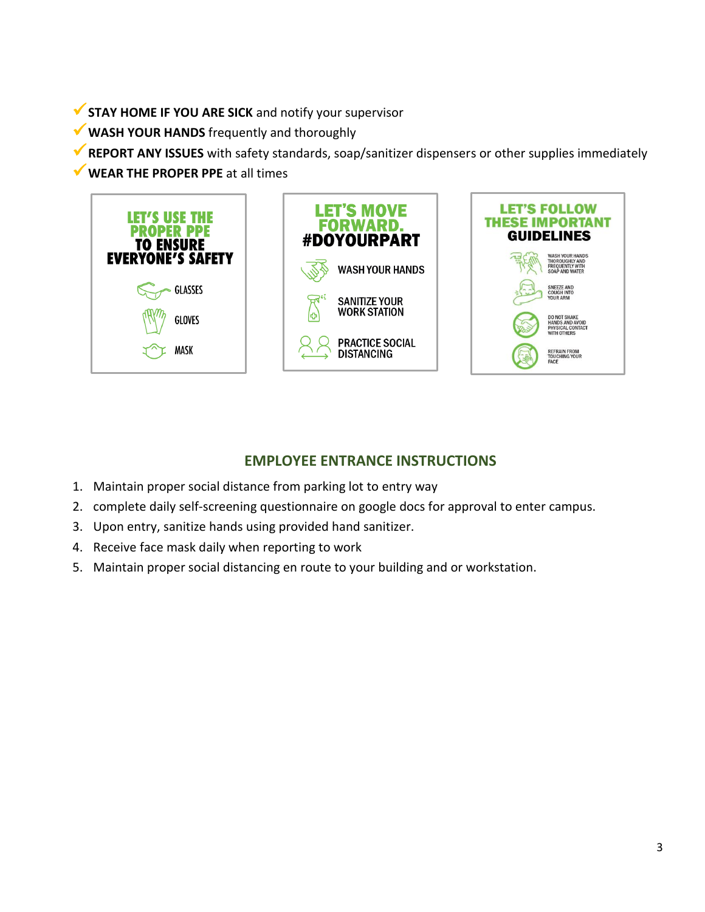✓**STAY HOME IF YOU ARE SICK** and notify your supervisor
✓**WASH YOUR HANDS** frequently and thoroughly
✓**REPORT ANY ISSUES** with safety standards, soap/sanitizer dispensers or other supplies immediately
✓**WEAR THE PROPER PPE** at all times

LET'S USE THE PROPER PPE TO ENSURE EVERYONE'S SAFETY

GLASSES

GLOVES

MASK

LET'S MOVE FORWARD. #DOYOURPART

WASH YOUR HANDS

SANITIZE YOUR WORK STATION

PRACTICE SOCIAL DISTANCING

LET'S FOLLOW THESE IMPORTANT GUIDELINES

WASH YOUR HANDS THOROUGHLY AND FREQUENTLY WITH SOAP AND WATER

SNEEZE AND COUGH INTO YOUR ARM

DO NOT SHAKE HANDS AND AVOID PHYSICAL CONTACT WITH OTHERS

REFRAIN FROM TOUCHING YOUR FACE

## EMPLOYEE ENTRANCE INSTRUCTIONS

1. Maintain proper social distance from parking lot to entry way
2. complete daily self-screening questionnaire on google docs for approval to enter campus.
3. Upon entry, sanitize hands using provided hand sanitizer.
4. Receive face mask daily when reporting to work
5. Maintain proper social distancing en route to your building and or workstation.